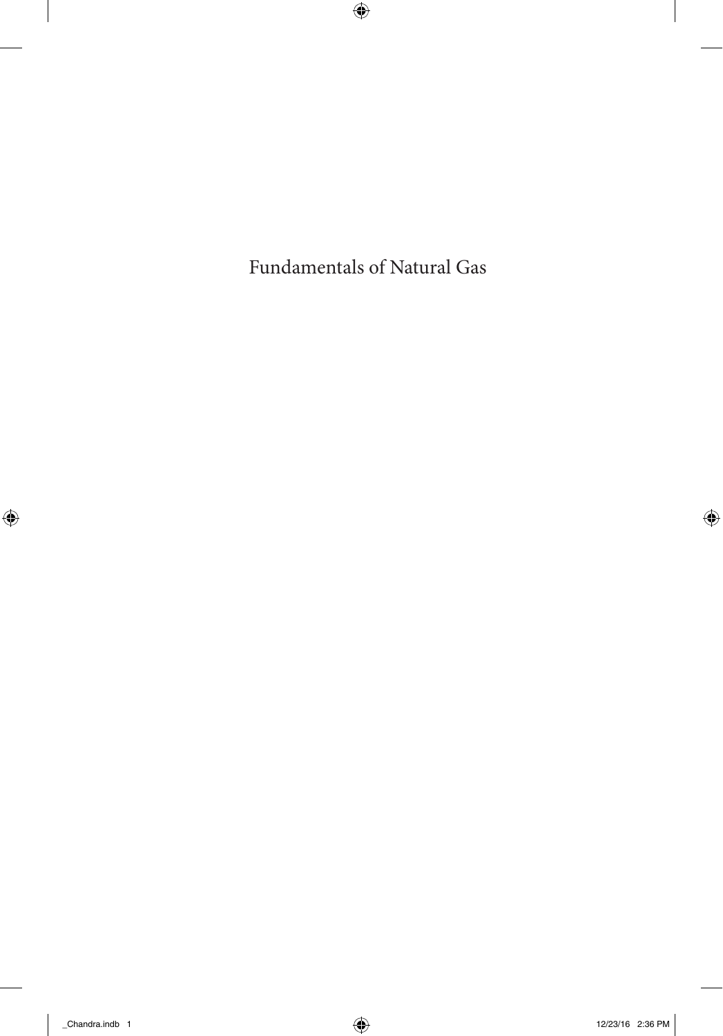# Fundamentals of Natural Gas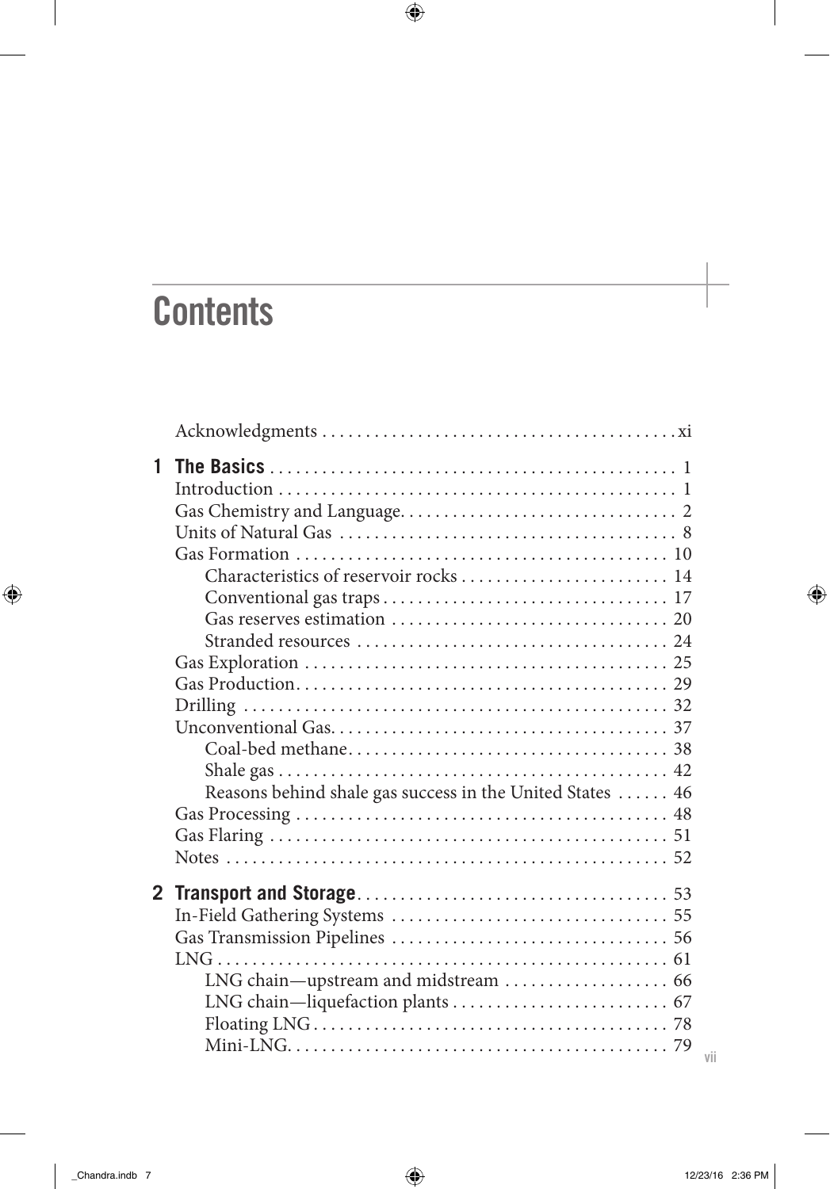# Contents

Acknowledgments . . . . . . . . . . xi

**1 The Basics** . . . . . . . . . . 1

Introduction . . . . . . . . . . 1

Gas Chemistry and Language. . . . . . . . . . 2

Units of Natural Gas . . . . . . . . . . 8

Gas Formation . . . . . . . . . . 10

- Characteristics of reservoir rocks . . . . . . . . . . 14
- Conventional gas traps . . . . . . . . . . 17
- Gas reserves estimation . . . . . . . . . . 20
- Stranded resources . . . . . . . . . . 24

Gas Exploration . . . . . . . . . . 25

Gas Production. . . . . . . . . . . 29

Drilling . . . . . . . . . . 32

Unconventional Gas. . . . . . . . . . . 37

- Coal-bed methane. . . . . . . . . . . 38
- Shale gas . . . . . . . . . . 42
- Reasons behind shale gas success in the United States . . . . . . 46

Gas Processing . . . . . . . . . . 48

Gas Flaring . . . . . . . . . . 51

Notes . . . . . . . . . . 52

**2 Transport and Storage**. . . . . . . . . . 53

In-Field Gathering Systems . . . . . . . . . . 55

Gas Transmission Pipelines . . . . . . . . . . 56

LNG . . . . . . . . . . 61

- LNG chain—upstream and midstream . . . . . . . . . . 66
- LNG chain—liquefaction plants . . . . . . . . . . 67
- Floating LNG . . . . . . . . . . 78
- Mini-LNG. . . . . . . . . . . 79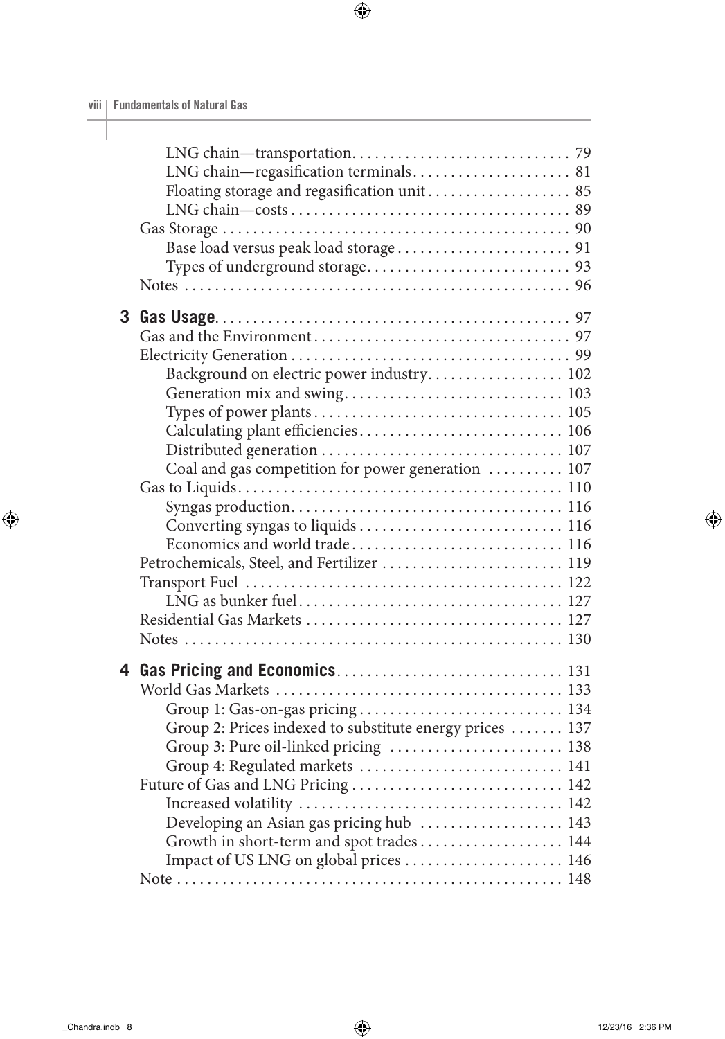- LNG chain—transportation 79
- LNG chain—regasification terminals 81
- Floating storage and regasification unit 85
- LNG chain—costs 89

Gas Storage 90

- Base load versus peak load storage 91
- Types of underground storage 93

Notes 96

**3 Gas Usage** 97

Gas and the Environment 97

Electricity Generation 99

- Background on electric power industry 102
- Generation mix and swing 103
- Types of power plants 105
- Calculating plant efficiencies 106
- Distributed generation 107
- Coal and gas competition for power generation 107

Gas to Liquids 110

- Syngas production 116
- Converting syngas to liquids 116
- Economics and world trade 116

Petrochemicals, Steel, and Fertilizer 119

Transport Fuel 122

- LNG as bunker fuel 127

Residential Gas Markets 127

Notes 130

**4 Gas Pricing and Economics** 131

World Gas Markets 133

- Group 1: Gas-on-gas pricing 134
- Group 2: Prices indexed to substitute energy prices 137
- Group 3: Pure oil-linked pricing 138
- Group 4: Regulated markets 141

Future of Gas and LNG Pricing 142

- Increased volatility 142
- Developing an Asian gas pricing hub 143
- Growth in short-term and spot trades 144
- Impact of US LNG on global prices 146

Note 148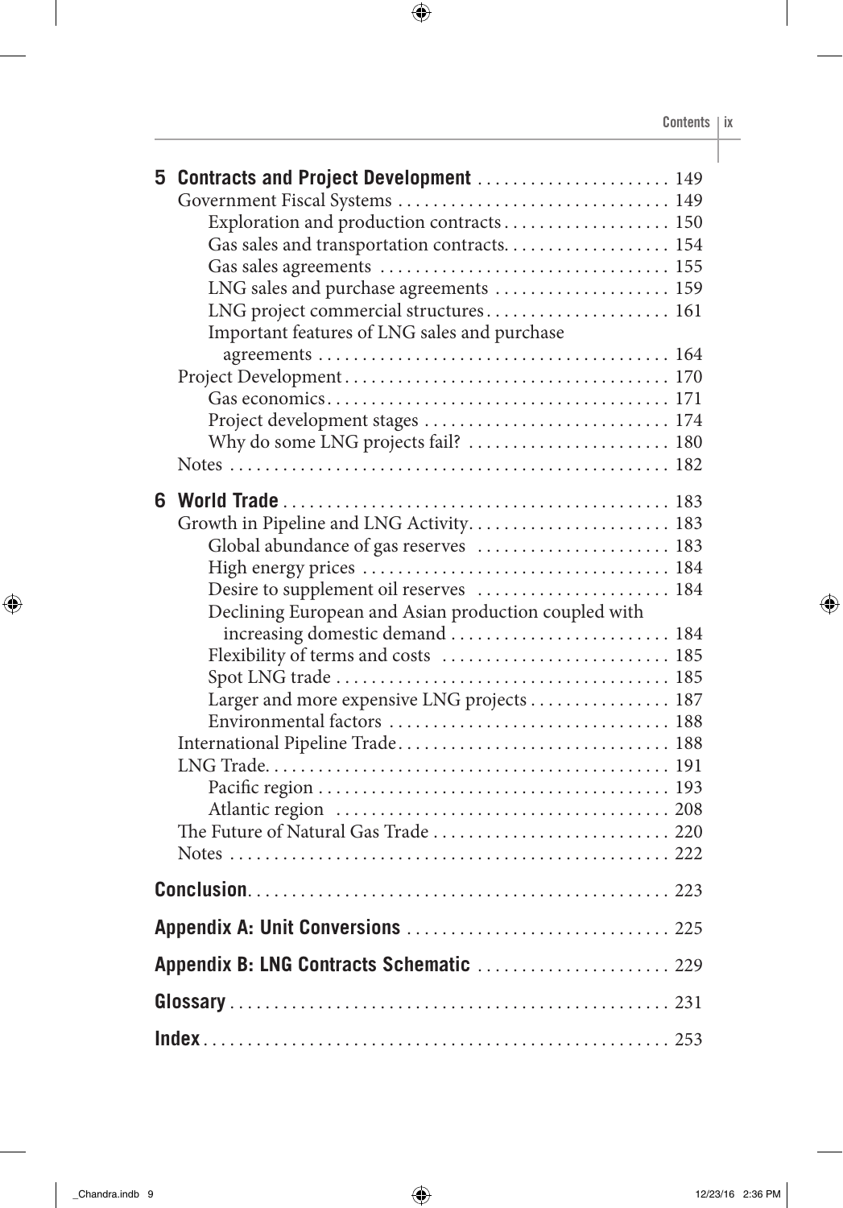**5 Contracts and Project Development** 149

- Government Fiscal Systems 149
  - Exploration and production contracts 150
  - Gas sales and transportation contracts 154
  - Gas sales agreements 155
  - LNG sales and purchase agreements 159
  - LNG project commercial structures 161
  - Important features of LNG sales and purchase agreements 164
- Project Development 170
  - Gas economics 171
  - Project development stages 174
  - Why do some LNG projects fail? 180
- Notes 182

**6 World Trade** 183

- Growth in Pipeline and LNG Activity 183
  - Global abundance of gas reserves 183
  - High energy prices 184
  - Desire to supplement oil reserves 184
  - Declining European and Asian production coupled with increasing domestic demand 184
  - Flexibility of terms and costs 185
  - Spot LNG trade 185
  - Larger and more expensive LNG projects 187
  - Environmental factors 188
- International Pipeline Trade 188
- LNG Trade 191
  - Pacific region 193
  - Atlantic region 208
- The Future of Natural Gas Trade 220
- Notes 222

**Conclusion** 223

**Appendix A: Unit Conversions** 225

**Appendix B: LNG Contracts Schematic** 229

**Glossary** 231

**Index** 253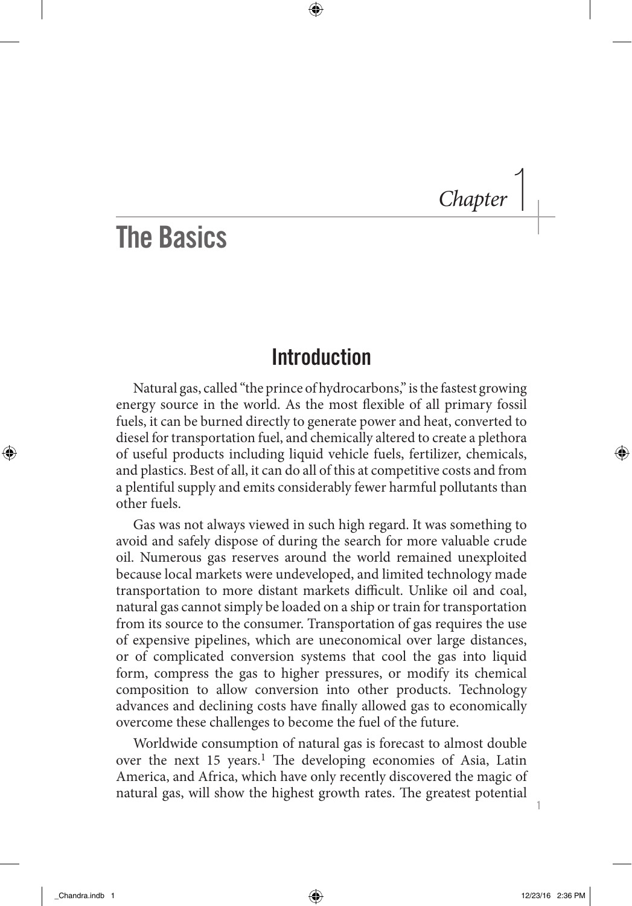# Chapter 1

# The Basics

## Introduction

Natural gas, called "the prince of hydrocarbons," is the fastest growing energy source in the world. As the most flexible of all primary fossil fuels, it can be burned directly to generate power and heat, converted to diesel for transportation fuel, and chemically altered to create a plethora of useful products including liquid vehicle fuels, fertilizer, chemicals, and plastics. Best of all, it can do all of this at competitive costs and from a plentiful supply and emits considerably fewer harmful pollutants than other fuels.

Gas was not always viewed in such high regard. It was something to avoid and safely dispose of during the search for more valuable crude oil. Numerous gas reserves around the world remained unexploited because local markets were undeveloped, and limited technology made transportation to more distant markets difficult. Unlike oil and coal, natural gas cannot simply be loaded on a ship or train for transportation from its source to the consumer. Transportation of gas requires the use of expensive pipelines, which are uneconomical over large distances, or of complicated conversion systems that cool the gas into liquid form, compress the gas to higher pressures, or modify its chemical composition to allow conversion into other products. Technology advances and declining costs have finally allowed gas to economically overcome these challenges to become the fuel of the future.

Worldwide consumption of natural gas is forecast to almost double over the next 15 years.[1] The developing economies of Asia, Latin America, and Africa, which have only recently discovered the magic of natural gas, will show the highest growth rates. The greatest potential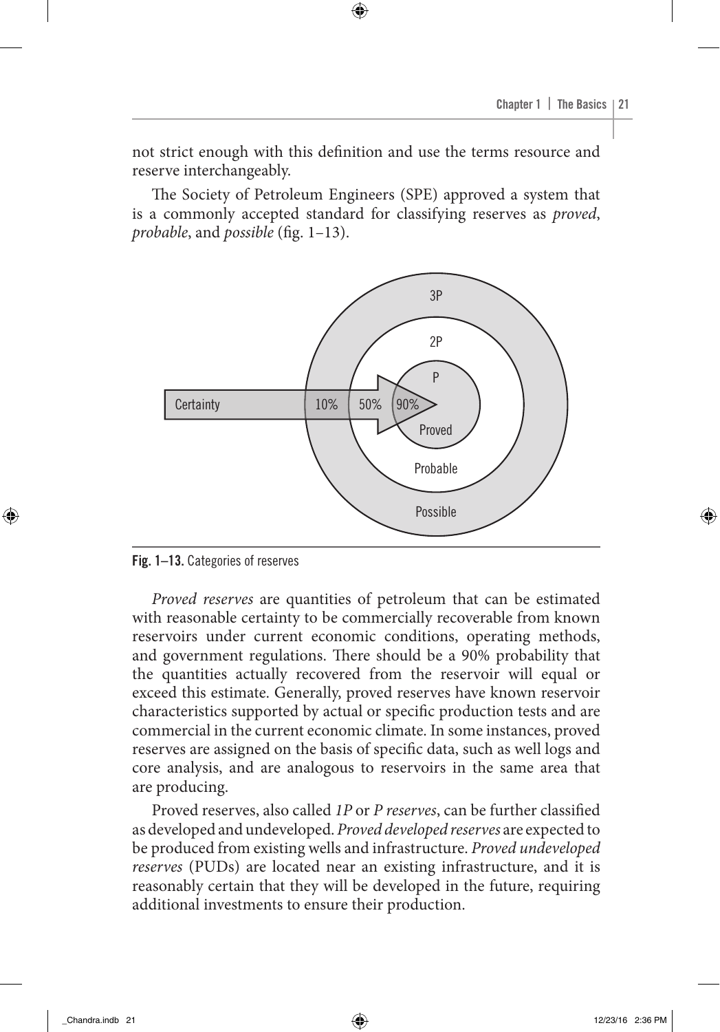not strict enough with this definition and use the terms resource and reserve interchangeably.

The Society of Petroleum Engineers (SPE) approved a system that is a commonly accepted standard for classifying reserves as *proved*, *probable*, and *possible* (fig. 1–13).

**Fig. 1–13.** Categories of reserves

*Proved reserves* are quantities of petroleum that can be estimated with reasonable certainty to be commercially recoverable from known reservoirs under current economic conditions, operating methods, and government regulations. There should be a 90% probability that the quantities actually recovered from the reservoir will equal or exceed this estimate. Generally, proved reserves have known reservoir characteristics supported by actual or specific production tests and are commercial in the current economic climate. In some instances, proved reserves are assigned on the basis of specific data, such as well logs and core analysis, and are analogous to reservoirs in the same area that are producing.

Proved reserves, also called *1P* or *P reserves*, can be further classified as developed and undeveloped. *Proved developed reserves* are expected to be produced from existing wells and infrastructure. *Proved undeveloped reserves* (PUDs) are located near an existing infrastructure, and it is reasonably certain that they will be developed in the future, requiring additional investments to ensure their production.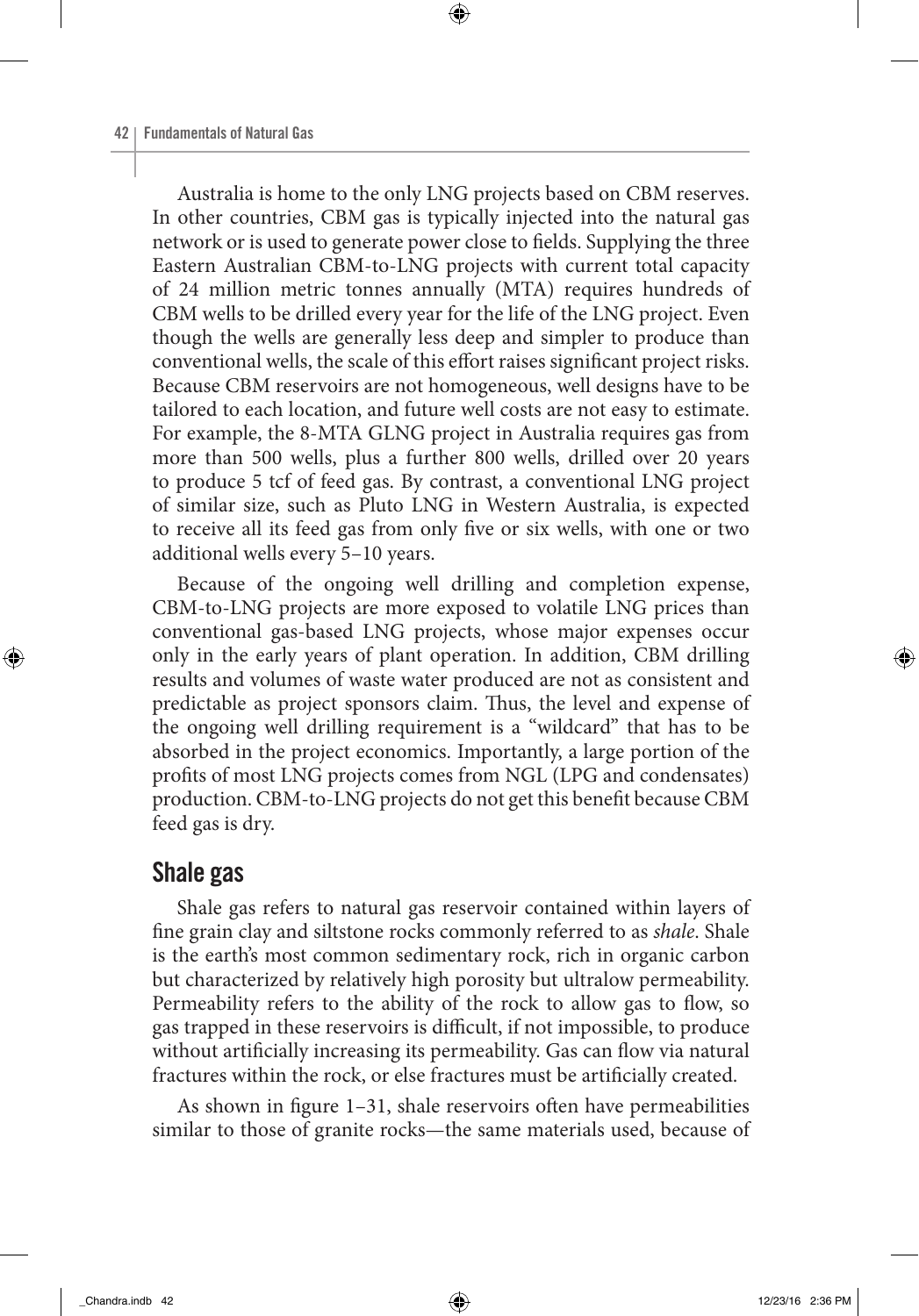Australia is home to the only LNG projects based on CBM reserves. In other countries, CBM gas is typically injected into the natural gas network or is used to generate power close to fields. Supplying the three Eastern Australian CBM-to-LNG projects with current total capacity of 24 million metric tonnes annually (MTA) requires hundreds of CBM wells to be drilled every year for the life of the LNG project. Even though the wells are generally less deep and simpler to produce than conventional wells, the scale of this effort raises significant project risks. Because CBM reservoirs are not homogeneous, well designs have to be tailored to each location, and future well costs are not easy to estimate. For example, the 8-MTA GLNG project in Australia requires gas from more than 500 wells, plus a further 800 wells, drilled over 20 years to produce 5 tcf of feed gas. By contrast, a conventional LNG project of similar size, such as Pluto LNG in Western Australia, is expected to receive all its feed gas from only five or six wells, with one or two additional wells every 5–10 years.

Because of the ongoing well drilling and completion expense, CBM-to-LNG projects are more exposed to volatile LNG prices than conventional gas-based LNG projects, whose major expenses occur only in the early years of plant operation. In addition, CBM drilling results and volumes of waste water produced are not as consistent and predictable as project sponsors claim. Thus, the level and expense of the ongoing well drilling requirement is a "wildcard" that has to be absorbed in the project economics. Importantly, a large portion of the profits of most LNG projects comes from NGL (LPG and condensates) production. CBM-to-LNG projects do not get this benefit because CBM feed gas is dry.

## Shale gas

Shale gas refers to natural gas reservoir contained within layers of fine grain clay and siltstone rocks commonly referred to as *shale*. Shale is the earth's most common sedimentary rock, rich in organic carbon but characterized by relatively high porosity but ultralow permeability. Permeability refers to the ability of the rock to allow gas to flow, so gas trapped in these reservoirs is difficult, if not impossible, to produce without artificially increasing its permeability. Gas can flow via natural fractures within the rock, or else fractures must be artificially created.

As shown in figure 1–31, shale reservoirs often have permeabilities similar to those of granite rocks—the same materials used, because of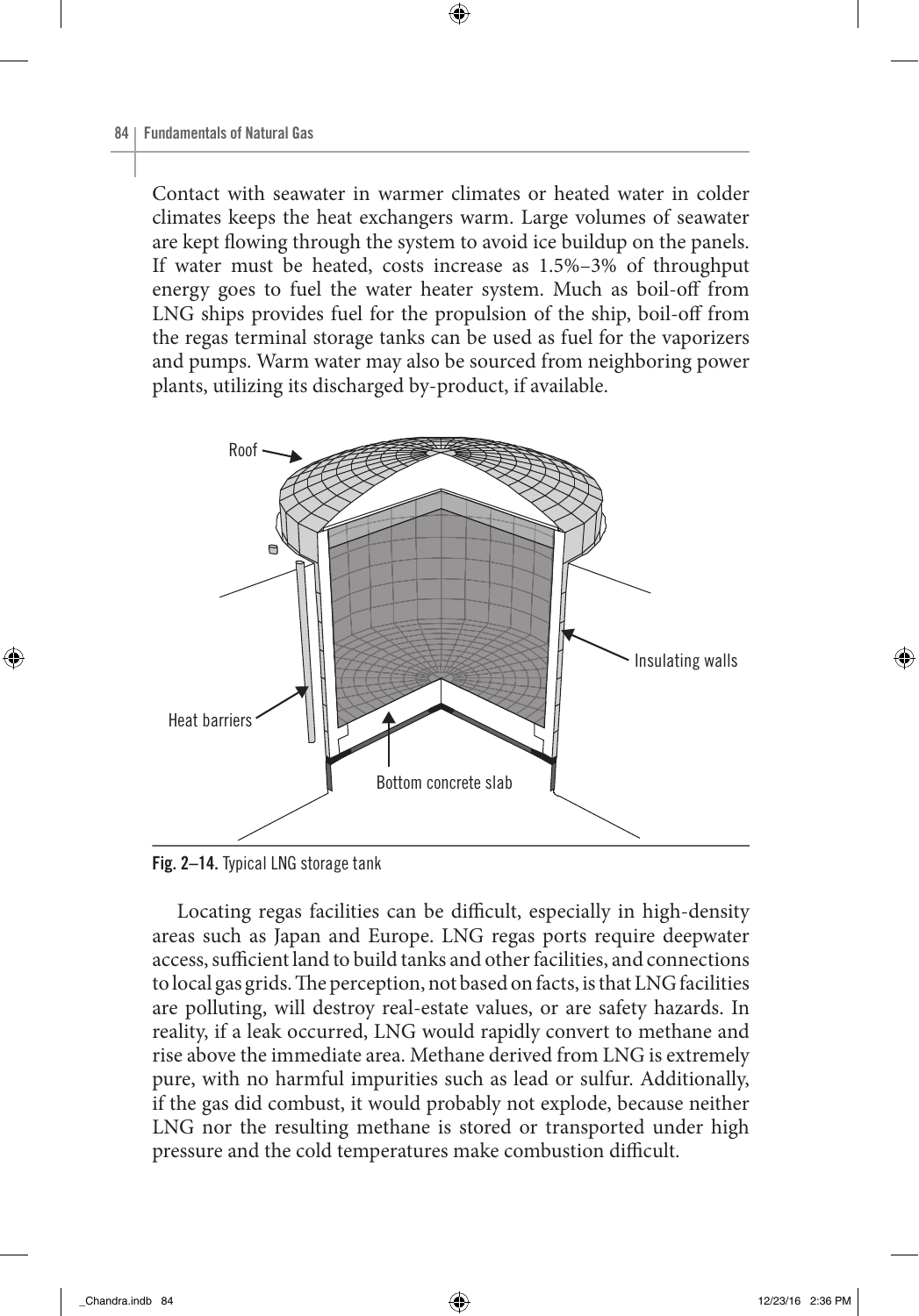Contact with seawater in warmer climates or heated water in colder climates keeps the heat exchangers warm. Large volumes of seawater are kept flowing through the system to avoid ice buildup on the panels. If water must be heated, costs increase as 1.5%–3% of throughput energy goes to fuel the water heater system. Much as boil-off from LNG ships provides fuel for the propulsion of the ship, boil-off from the regas terminal storage tanks can be used as fuel for the vaporizers and pumps. Warm water may also be sourced from neighboring power plants, utilizing its discharged by-product, if available.

**Fig. 2–14.** Typical LNG storage tank

Locating regas facilities can be difficult, especially in high-density areas such as Japan and Europe. LNG regas ports require deepwater access, sufficient land to build tanks and other facilities, and connections to local gas grids. The perception, not based on facts, is that LNG facilities are polluting, will destroy real-estate values, or are safety hazards. In reality, if a leak occurred, LNG would rapidly convert to methane and rise above the immediate area. Methane derived from LNG is extremely pure, with no harmful impurities such as lead or sulfur. Additionally, if the gas did combust, it would probably not explode, because neither LNG nor the resulting methane is stored or transported under high pressure and the cold temperatures make combustion difficult.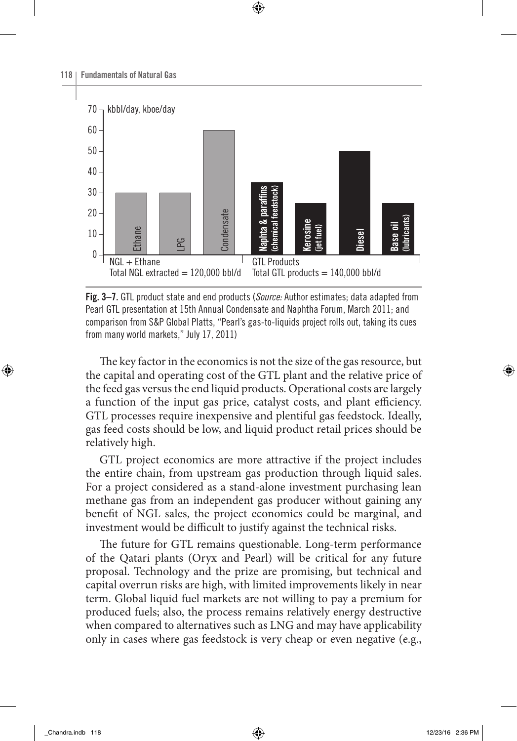70 kbbl/day, kboe/day

60

50

40

30

20

10

0

Ethane

LPG

Condensate

Naphta & paraffins (chemical feedstock)

Kerosine (jet fuel)

Diesel

Base oil (lubricants)

NGL + Ethane
Total NGL extracted = 120,000 bbl/d

GTL Products
Total GTL products = 140,000 bbl/d

**Fig. 3–7.** GTL product state and end products (*Source:* Author estimates; data adapted from Pearl GTL presentation at 15th Annual Condensate and Naphtha Forum, March 2011; and comparison from S&P Global Platts, "Pearl's gas-to-liquids project rolls out, taking its cues from many world markets," July 17, 2011)

The key factor in the economics is not the size of the gas resource, but the capital and operating cost of the GTL plant and the relative price of the feed gas versus the end liquid products. Operational costs are largely a function of the input gas price, catalyst costs, and plant efficiency. GTL processes require inexpensive and plentiful gas feedstock. Ideally, gas feed costs should be low, and liquid product retail prices should be relatively high.

GTL project economics are more attractive if the project includes the entire chain, from upstream gas production through liquid sales. For a project considered as a stand-alone investment purchasing lean methane gas from an independent gas producer without gaining any benefit of NGL sales, the project economics could be marginal, and investment would be difficult to justify against the technical risks.

The future for GTL remains questionable. Long-term performance of the Qatari plants (Oryx and Pearl) will be critical for any future proposal. Technology and the prize are promising, but technical and capital overrun risks are high, with limited improvements likely in near term. Global liquid fuel markets are not willing to pay a premium for produced fuels; also, the process remains relatively energy destructive when compared to alternatives such as LNG and may have applicability only in cases where gas feedstock is very cheap or even negative (e.g.,